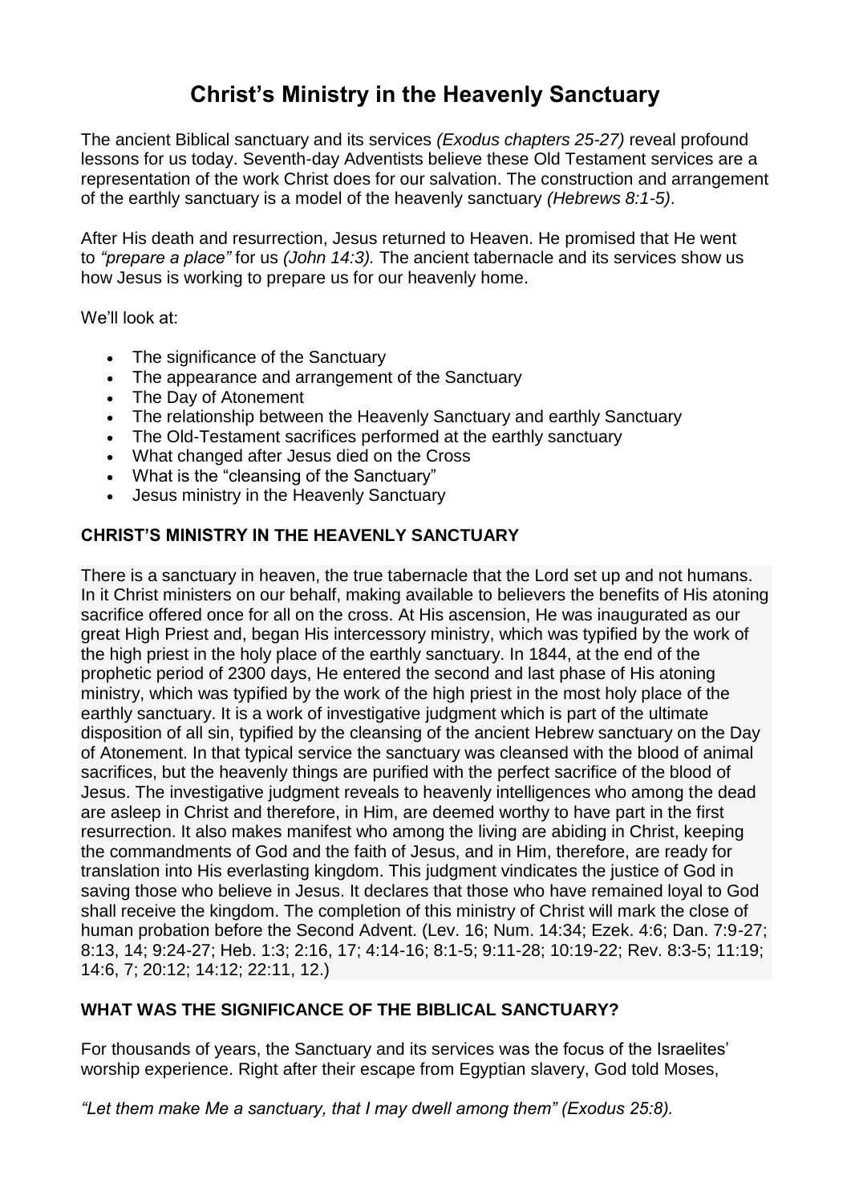# Christ's Ministry in the Heavenly Sanctuary

The ancient Biblical sanctuary and its services *(Exodus chapters 25-27)* reveal profound lessons for us today. Seventh-day Adventists believe these Old Testament services are a representation of the work Christ does for our salvation. The construction and arrangement of the earthly sanctuary is a model of the heavenly sanctuary *(Hebrews 8:1-5)*.

After His death and resurrection, Jesus returned to Heaven. He promised that He went to *"prepare a place"* for us *(John 14:3).* The ancient tabernacle and its services show us how Jesus is working to prepare us for our heavenly home.

We'll look at:

- The significance of the Sanctuary
- The appearance and arrangement of the Sanctuary
- The Day of Atonement
- The relationship between the Heavenly Sanctuary and earthly Sanctuary
- The Old-Testament sacrifices performed at the earthly sanctuary
- What changed after Jesus died on the Cross
- What is the "cleansing of the Sanctuary"
- Jesus ministry in the Heavenly Sanctuary

### CHRIST'S MINISTRY IN THE HEAVENLY SANCTUARY

There is a sanctuary in heaven, the true tabernacle that the Lord set up and not humans. In it Christ ministers on our behalf, making available to believers the benefits of His atoning sacrifice offered once for all on the cross. At His ascension, He was inaugurated as our great High Priest and, began His intercessory ministry, which was typified by the work of the high priest in the holy place of the earthly sanctuary. In 1844, at the end of the prophetic period of 2300 days, He entered the second and last phase of His atoning ministry, which was typified by the work of the high priest in the most holy place of the earthly sanctuary. It is a work of investigative judgment which is part of the ultimate disposition of all sin, typified by the cleansing of the ancient Hebrew sanctuary on the Day of Atonement. In that typical service the sanctuary was cleansed with the blood of animal sacrifices, but the heavenly things are purified with the perfect sacrifice of the blood of Jesus. The investigative judgment reveals to heavenly intelligences who among the dead are asleep in Christ and therefore, in Him, are deemed worthy to have part in the first resurrection. It also makes manifest who among the living are abiding in Christ, keeping the commandments of God and the faith of Jesus, and in Him, therefore, are ready for translation into His everlasting kingdom. This judgment vindicates the justice of God in saving those who believe in Jesus. It declares that those who have remained loyal to God shall receive the kingdom. The completion of this ministry of Christ will mark the close of human probation before the Second Advent. (Lev. 16; Num. 14:34; Ezek. 4:6; Dan. 7:9-27; 8:13, 14; 9:24-27; Heb. 1:3; 2:16, 17; 4:14-16; 8:1-5; 9:11-28; 10:19-22; Rev. 8:3-5; 11:19; 14:6, 7; 20:12; 14:12; 22:11, 12.)

### WHAT WAS THE SIGNIFICANCE OF THE BIBLICAL SANCTUARY?

For thousands of years, the Sanctuary and its services was the focus of the Israelites' worship experience. Right after their escape from Egyptian slavery, God told Moses,

*"Let them make Me a sanctuary, that I may dwell among them" (Exodus 25:8).*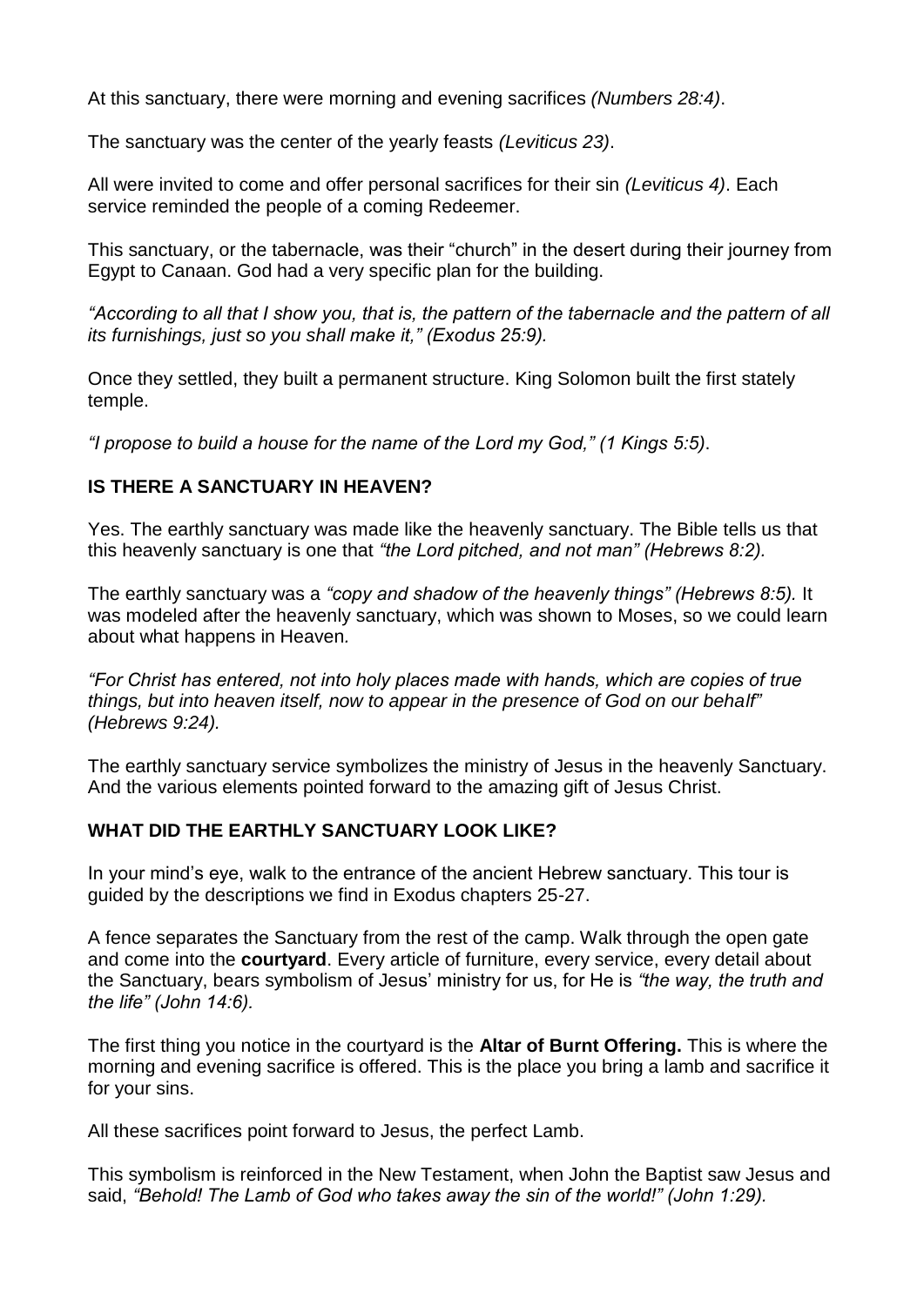At this sanctuary, there were morning and evening sacrifices *(Numbers 28:4)*.

The sanctuary was the center of the yearly feasts *(Leviticus 23)*.

All were invited to come and offer personal sacrifices for their sin *(Leviticus 4)*. Each service reminded the people of a coming Redeemer.

This sanctuary, or the tabernacle, was their "church" in the desert during their journey from Egypt to Canaan. God had a very specific plan for the building.

*"According to all that I show you, that is, the pattern of the tabernacle and the pattern of all its furnishings, just so you shall make it," (Exodus 25:9).*

Once they settled, they built a permanent structure. King Solomon built the first stately temple.

*"I propose to build a house for the name of the Lord my God," (1 Kings 5:5)*.

## IS THERE A SANCTUARY IN HEAVEN?

Yes. The earthly sanctuary was made like the heavenly sanctuary. The Bible tells us that this heavenly sanctuary is one that *"the Lord pitched, and not man" (Hebrews 8:2).*

The earthly sanctuary was a *"copy and shadow of the heavenly things" (Hebrews 8:5).* It was modeled after the heavenly sanctuary, which was shown to Moses, so we could learn about what happens in Heaven.

*"For Christ has entered, not into holy places made with hands, which are copies of true things, but into heaven itself, now to appear in the presence of God on our behalf" (Hebrews 9:24).*

The earthly sanctuary service symbolizes the ministry of Jesus in the heavenly Sanctuary. And the various elements pointed forward to the amazing gift of Jesus Christ.

## WHAT DID THE EARTHLY SANCTUARY LOOK LIKE?

In your mind's eye, walk to the entrance of the ancient Hebrew sanctuary. This tour is guided by the descriptions we find in Exodus chapters 25-27.

A fence separates the Sanctuary from the rest of the camp. Walk through the open gate and come into the **courtyard**. Every article of furniture, every service, every detail about the Sanctuary, bears symbolism of Jesus' ministry for us, for He is *"the way, the truth and the life" (John 14:6).*

The first thing you notice in the courtyard is the **Altar of Burnt Offering.** This is where the morning and evening sacrifice is offered. This is the place you bring a lamb and sacrifice it for your sins.

All these sacrifices point forward to Jesus, the perfect Lamb.

This symbolism is reinforced in the New Testament, when John the Baptist saw Jesus and said, *"Behold! The Lamb of God who takes away the sin of the world!" (John 1:29).*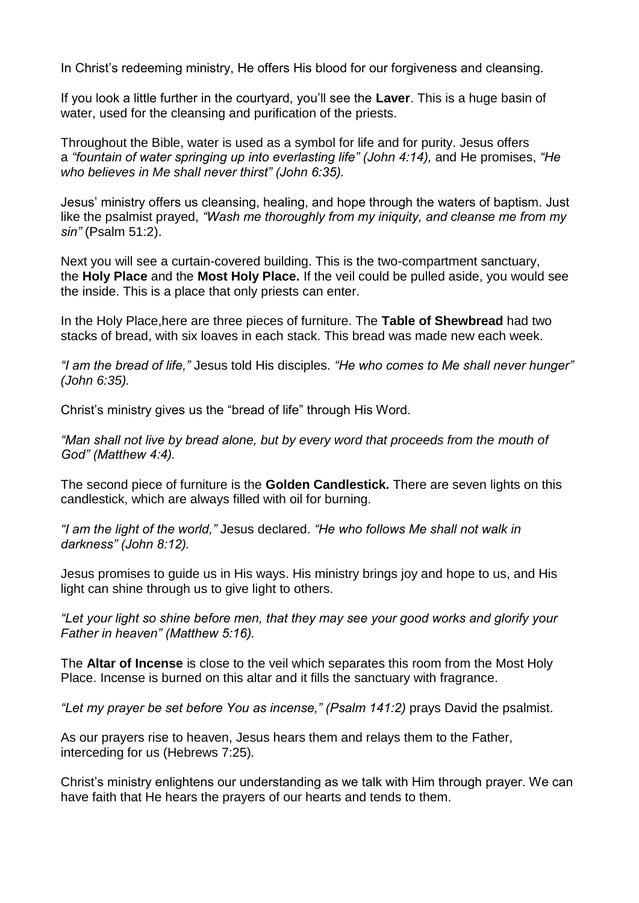In Christ's redeeming ministry, He offers His blood for our forgiveness and cleansing.

If you look a little further in the courtyard, you'll see the **Laver**. This is a huge basin of water, used for the cleansing and purification of the priests.

Throughout the Bible, water is used as a symbol for life and for purity. Jesus offers a *"fountain of water springing up into everlasting life" (John 4:14),* and He promises, *"He who believes in Me shall never thirst" (John 6:35).*

Jesus' ministry offers us cleansing, healing, and hope through the waters of baptism. Just like the psalmist prayed, *"Wash me thoroughly from my iniquity, and cleanse me from my sin"* (Psalm 51:2).

Next you will see a curtain-covered building. This is the two-compartment sanctuary, the **Holy Place** and the **Most Holy Place.** If the veil could be pulled aside, you would see the inside. This is a place that only priests can enter.

In the Holy Place,here are three pieces of furniture. The **Table of Shewbread** had two stacks of bread, with six loaves in each stack. This bread was made new each week.

*"I am the bread of life,"* Jesus told His disciples. *"He who comes to Me shall never hunger" (John 6:35).*

Christ's ministry gives us the "bread of life" through His Word.

*"Man shall not live by bread alone, but by every word that proceeds from the mouth of God" (Matthew 4:4).*

The second piece of furniture is the **Golden Candlestick.** There are seven lights on this candlestick, which are always filled with oil for burning.

*"I am the light of the world,"* Jesus declared. *"He who follows Me shall not walk in darkness" (John 8:12).*

Jesus promises to guide us in His ways. His ministry brings joy and hope to us, and His light can shine through us to give light to others.

*"Let your light so shine before men, that they may see your good works and glorify your Father in heaven" (Matthew 5:16).*

The **Altar of Incense** is close to the veil which separates this room from the Most Holy Place. Incense is burned on this altar and it fills the sanctuary with fragrance.

*"Let my prayer be set before You as incense," (Psalm 141:2)* prays David the psalmist.

As our prayers rise to heaven, Jesus hears them and relays them to the Father, interceding for us (Hebrews 7:25).

Christ's ministry enlightens our understanding as we talk with Him through prayer. We can have faith that He hears the prayers of our hearts and tends to them.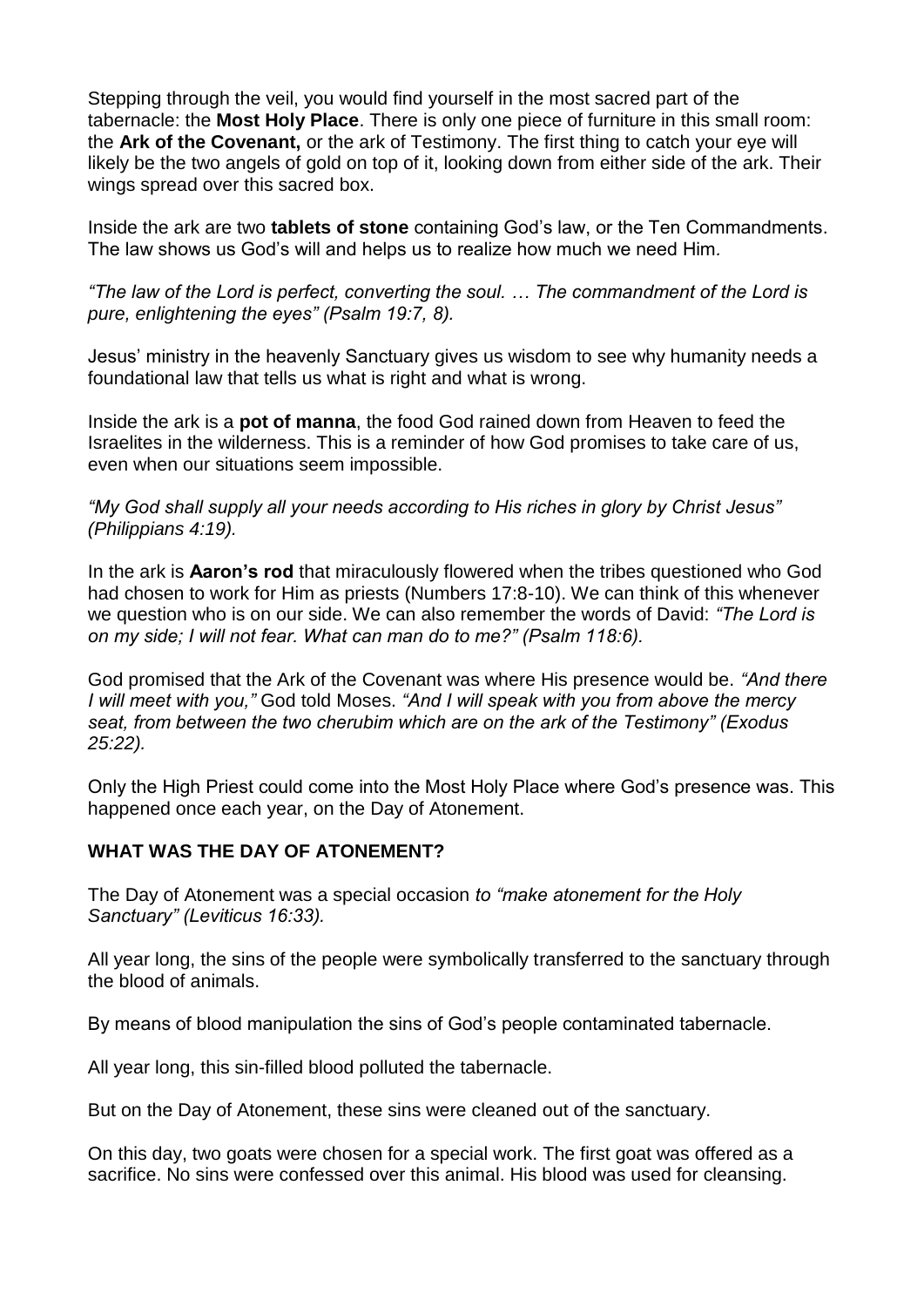Stepping through the veil, you would find yourself in the most sacred part of the tabernacle: the **Most Holy Place**. There is only one piece of furniture in this small room: the **Ark of the Covenant,** or the ark of Testimony. The first thing to catch your eye will likely be the two angels of gold on top of it, looking down from either side of the ark. Their wings spread over this sacred box.

Inside the ark are two **tablets of stone** containing God's law, or the Ten Commandments. The law shows us God's will and helps us to realize how much we need Him.

*"The law of the Lord is perfect, converting the soul. … The commandment of the Lord is pure, enlightening the eyes" (Psalm 19:7, 8).*

Jesus' ministry in the heavenly Sanctuary gives us wisdom to see why humanity needs a foundational law that tells us what is right and what is wrong.

Inside the ark is a **pot of manna**, the food God rained down from Heaven to feed the Israelites in the wilderness. This is a reminder of how God promises to take care of us, even when our situations seem impossible.

*"My God shall supply all your needs according to His riches in glory by Christ Jesus" (Philippians 4:19).*

In the ark is **Aaron's rod** that miraculously flowered when the tribes questioned who God had chosen to work for Him as priests (Numbers 17:8-10). We can think of this whenever we question who is on our side. We can also remember the words of David: *"The Lord is on my side; I will not fear. What can man do to me?" (Psalm 118:6).*

God promised that the Ark of the Covenant was where His presence would be. *"And there I will meet with you,"* God told Moses. *"And I will speak with you from above the mercy seat, from between the two cherubim which are on the ark of the Testimony" (Exodus 25:22).*

Only the High Priest could come into the Most Holy Place where God's presence was. This happened once each year, on the Day of Atonement.

**WHAT WAS THE DAY OF ATONEMENT?**

The Day of Atonement was a special occasion *to "make atonement for the Holy Sanctuary" (Leviticus 16:33).*

All year long, the sins of the people were symbolically transferred to the sanctuary through the blood of animals.

By means of blood manipulation the sins of God's people contaminated tabernacle.

All year long, this sin-filled blood polluted the tabernacle.

But on the Day of Atonement, these sins were cleaned out of the sanctuary.

On this day, two goats were chosen for a special work. The first goat was offered as a sacrifice. No sins were confessed over this animal. His blood was used for cleansing.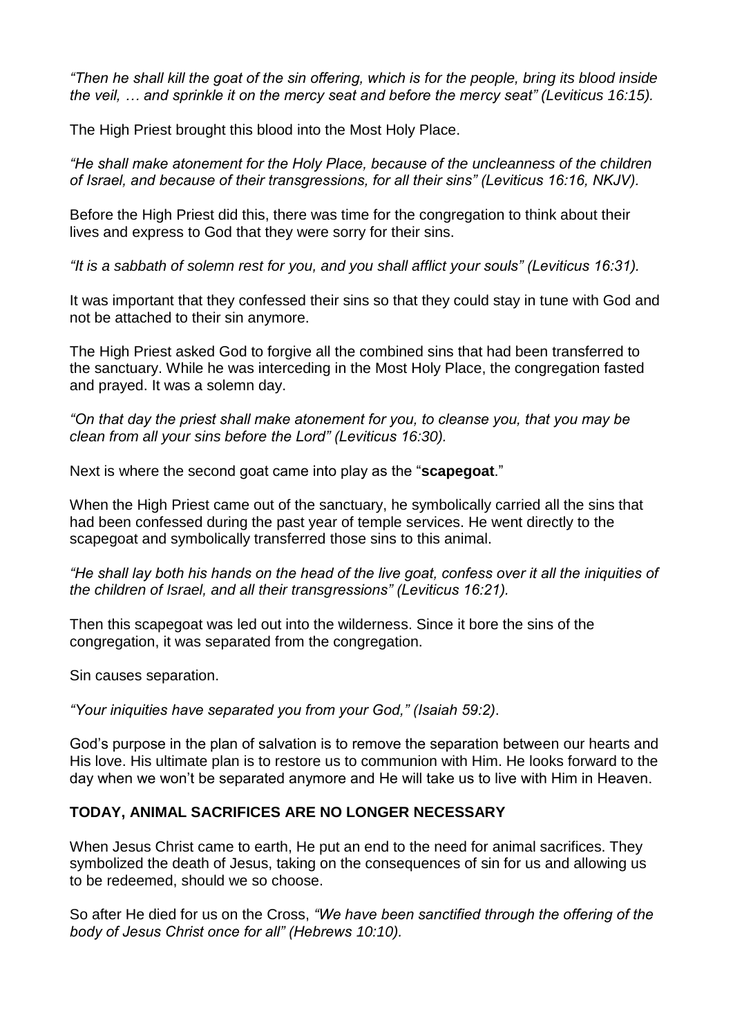*"Then he shall kill the goat of the sin offering, which is for the people, bring its blood inside the veil, … and sprinkle it on the mercy seat and before the mercy seat" (Leviticus 16:15).*

The High Priest brought this blood into the Most Holy Place.

*"He shall make atonement for the Holy Place, because of the uncleanness of the children of Israel, and because of their transgressions, for all their sins" (Leviticus 16:16, NKJV).*

Before the High Priest did this, there was time for the congregation to think about their lives and express to God that they were sorry for their sins.

*"It is a sabbath of solemn rest for you, and you shall afflict your souls" (Leviticus 16:31).*

It was important that they confessed their sins so that they could stay in tune with God and not be attached to their sin anymore.

The High Priest asked God to forgive all the combined sins that had been transferred to the sanctuary. While he was interceding in the Most Holy Place, the congregation fasted and prayed. It was a solemn day.

*"On that day the priest shall make atonement for you, to cleanse you, that you may be clean from all your sins before the Lord" (Leviticus 16:30).*

Next is where the second goat came into play as the "**scapegoat**."

When the High Priest came out of the sanctuary, he symbolically carried all the sins that had been confessed during the past year of temple services. He went directly to the scapegoat and symbolically transferred those sins to this animal.

*"He shall lay both his hands on the head of the live goat, confess over it all the iniquities of the children of Israel, and all their transgressions" (Leviticus 16:21).*

Then this scapegoat was led out into the wilderness. Since it bore the sins of the congregation, it was separated from the congregation.

Sin causes separation.

*"Your iniquities have separated you from your God," (Isaiah 59:2)*.

God's purpose in the plan of salvation is to remove the separation between our hearts and His love. His ultimate plan is to restore us to communion with Him. He looks forward to the day when we won't be separated anymore and He will take us to live with Him in Heaven.

**TODAY, ANIMAL SACRIFICES ARE NO LONGER NECESSARY**

When Jesus Christ came to earth, He put an end to the need for animal sacrifices. They symbolized the death of Jesus, taking on the consequences of sin for us and allowing us to be redeemed, should we so choose.

So after He died for us on the Cross, *"We have been sanctified through the offering of the body of Jesus Christ once for all" (Hebrews 10:10).*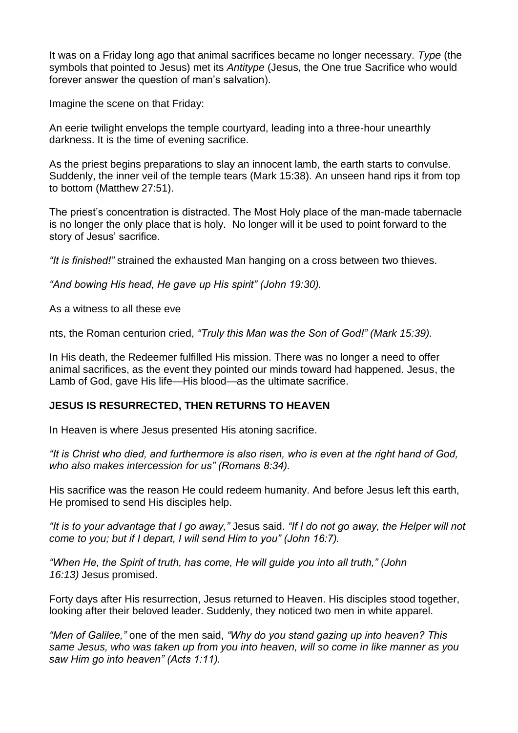It was on a Friday long ago that animal sacrifices became no longer necessary. *Type* (the symbols that pointed to Jesus) met its *Antitype* (Jesus, the One true Sacrifice who would forever answer the question of man's salvation).

Imagine the scene on that Friday:

An eerie twilight envelops the temple courtyard, leading into a three-hour unearthly darkness. It is the time of evening sacrifice.

As the priest begins preparations to slay an innocent lamb, the earth starts to convulse. Suddenly, the inner veil of the temple tears (Mark 15:38). An unseen hand rips it from top to bottom (Matthew 27:51).

The priest's concentration is distracted. The Most Holy place of the man-made tabernacle is no longer the only place that is holy. No longer will it be used to point forward to the story of Jesus' sacrifice.

*"It is finished!"* strained the exhausted Man hanging on a cross between two thieves.

*"And bowing His head, He gave up His spirit" (John 19:30).*

As a witness to all these eve

nts, the Roman centurion cried, *"Truly this Man was the Son of God!" (Mark 15:39).*

In His death, the Redeemer fulfilled His mission. There was no longer a need to offer animal sacrifices, as the event they pointed our minds toward had happened. Jesus, the Lamb of God, gave His life—His blood—as the ultimate sacrifice.

**JESUS IS RESURRECTED, THEN RETURNS TO HEAVEN**

In Heaven is where Jesus presented His atoning sacrifice.

*"It is Christ who died, and furthermore is also risen, who is even at the right hand of God, who also makes intercession for us" (Romans 8:34).*

His sacrifice was the reason He could redeem humanity. And before Jesus left this earth, He promised to send His disciples help.

*"It is to your advantage that I go away,"* Jesus said. *"If I do not go away, the Helper will not come to you; but if I depart, I will send Him to you" (John 16:7).*

*"When He, the Spirit of truth, has come, He will guide you into all truth," (John 16:13)* Jesus promised.

Forty days after His resurrection, Jesus returned to Heaven. His disciples stood together, looking after their beloved leader. Suddenly, they noticed two men in white apparel.

*"Men of Galilee,"* one of the men said, *"Why do you stand gazing up into heaven? This same Jesus, who was taken up from you into heaven, will so come in like manner as you saw Him go into heaven" (Acts 1:11).*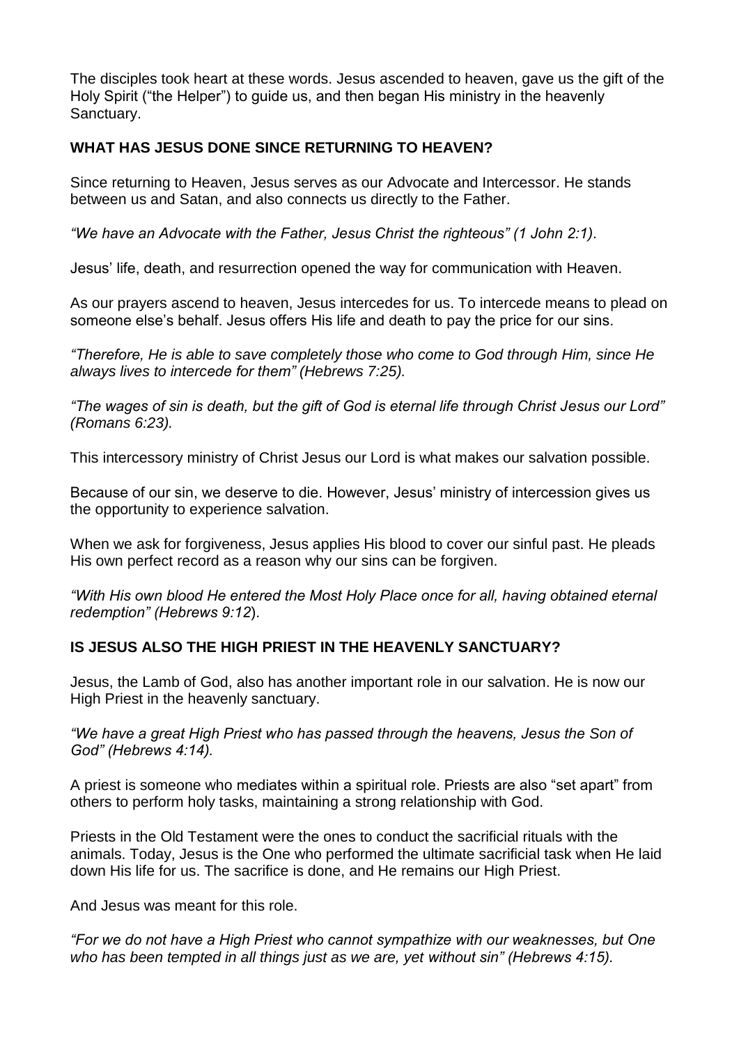The disciples took heart at these words. Jesus ascended to heaven, gave us the gift of the Holy Spirit ("the Helper") to guide us, and then began His ministry in the heavenly Sanctuary.

## WHAT HAS JESUS DONE SINCE RETURNING TO HEAVEN?

Since returning to Heaven, Jesus serves as our Advocate and Intercessor. He stands between us and Satan, and also connects us directly to the Father.

*"We have an Advocate with the Father, Jesus Christ the righteous" (1 John 2:1)*.

Jesus' life, death, and resurrection opened the way for communication with Heaven.

As our prayers ascend to heaven, Jesus intercedes for us. To intercede means to plead on someone else's behalf. Jesus offers His life and death to pay the price for our sins.

*"Therefore, He is able to save completely those who come to God through Him, since He always lives to intercede for them" (Hebrews 7:25).*

*"The wages of sin is death, but the gift of God is eternal life through Christ Jesus our Lord" (Romans 6:23).*

This intercessory ministry of Christ Jesus our Lord is what makes our salvation possible.

Because of our sin, we deserve to die. However, Jesus' ministry of intercession gives us the opportunity to experience salvation.

When we ask for forgiveness, Jesus applies His blood to cover our sinful past. He pleads His own perfect record as a reason why our sins can be forgiven.

*"With His own blood He entered the Most Holy Place once for all, having obtained eternal redemption" (Hebrews 9:12*).

## IS JESUS ALSO THE HIGH PRIEST IN THE HEAVENLY SANCTUARY?

Jesus, the Lamb of God, also has another important role in our salvation. He is now our High Priest in the heavenly sanctuary.

*"We have a great High Priest who has passed through the heavens, Jesus the Son of God" (Hebrews 4:14).*

A priest is someone who mediates within a spiritual role. Priests are also "set apart" from others to perform holy tasks, maintaining a strong relationship with God.

Priests in the Old Testament were the ones to conduct the sacrificial rituals with the animals. Today, Jesus is the One who performed the ultimate sacrificial task when He laid down His life for us. The sacrifice is done, and He remains our High Priest.

And Jesus was meant for this role.

*"For we do not have a High Priest who cannot sympathize with our weaknesses, but One who has been tempted in all things just as we are, yet without sin" (Hebrews 4:15).*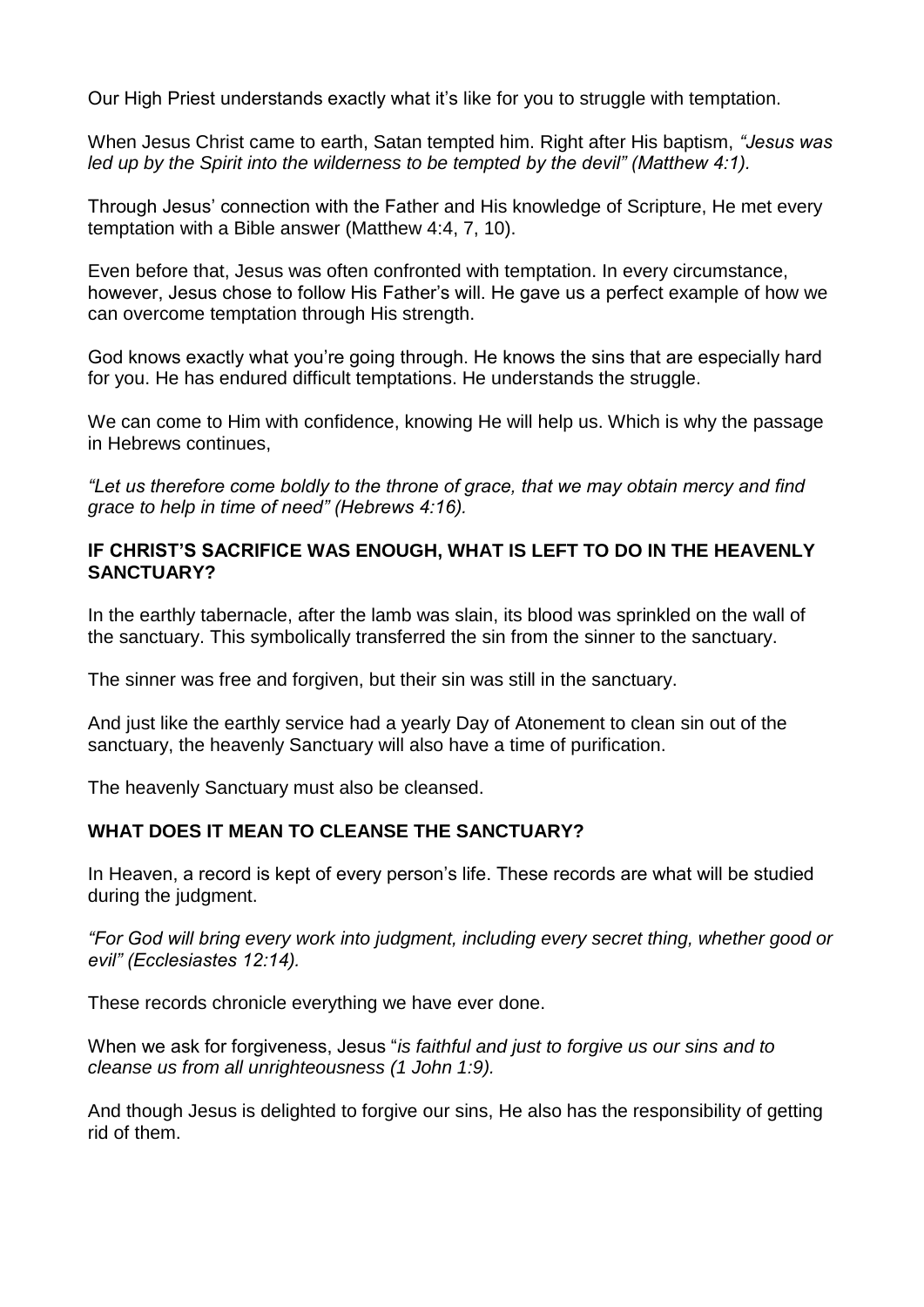Our High Priest understands exactly what it's like for you to struggle with temptation.

When Jesus Christ came to earth, Satan tempted him. Right after His baptism, *"Jesus was led up by the Spirit into the wilderness to be tempted by the devil" (Matthew 4:1).*

Through Jesus' connection with the Father and His knowledge of Scripture, He met every temptation with a Bible answer (Matthew 4:4, 7, 10).

Even before that, Jesus was often confronted with temptation. In every circumstance, however, Jesus chose to follow His Father's will. He gave us a perfect example of how we can overcome temptation through His strength.

God knows exactly what you're going through. He knows the sins that are especially hard for you. He has endured difficult temptations. He understands the struggle.

We can come to Him with confidence, knowing He will help us. Which is why the passage in Hebrews continues,

*"Let us therefore come boldly to the throne of grace, that we may obtain mercy and find grace to help in time of need" (Hebrews 4:16).*

**IF CHRIST'S SACRIFICE WAS ENOUGH, WHAT IS LEFT TO DO IN THE HEAVENLY SANCTUARY?**

In the earthly tabernacle, after the lamb was slain, its blood was sprinkled on the wall of the sanctuary. This symbolically transferred the sin from the sinner to the sanctuary.

The sinner was free and forgiven, but their sin was still in the sanctuary.

And just like the earthly service had a yearly Day of Atonement to clean sin out of the sanctuary, the heavenly Sanctuary will also have a time of purification.

The heavenly Sanctuary must also be cleansed.

**WHAT DOES IT MEAN TO CLEANSE THE SANCTUARY?**

In Heaven, a record is kept of every person's life. These records are what will be studied during the judgment.

*"For God will bring every work into judgment, including every secret thing, whether good or evil" (Ecclesiastes 12:14).*

These records chronicle everything we have ever done.

When we ask for forgiveness, Jesus "*is faithful and just to forgive us our sins and to cleanse us from all unrighteousness (1 John 1:9).*

And though Jesus is delighted to forgive our sins, He also has the responsibility of getting rid of them.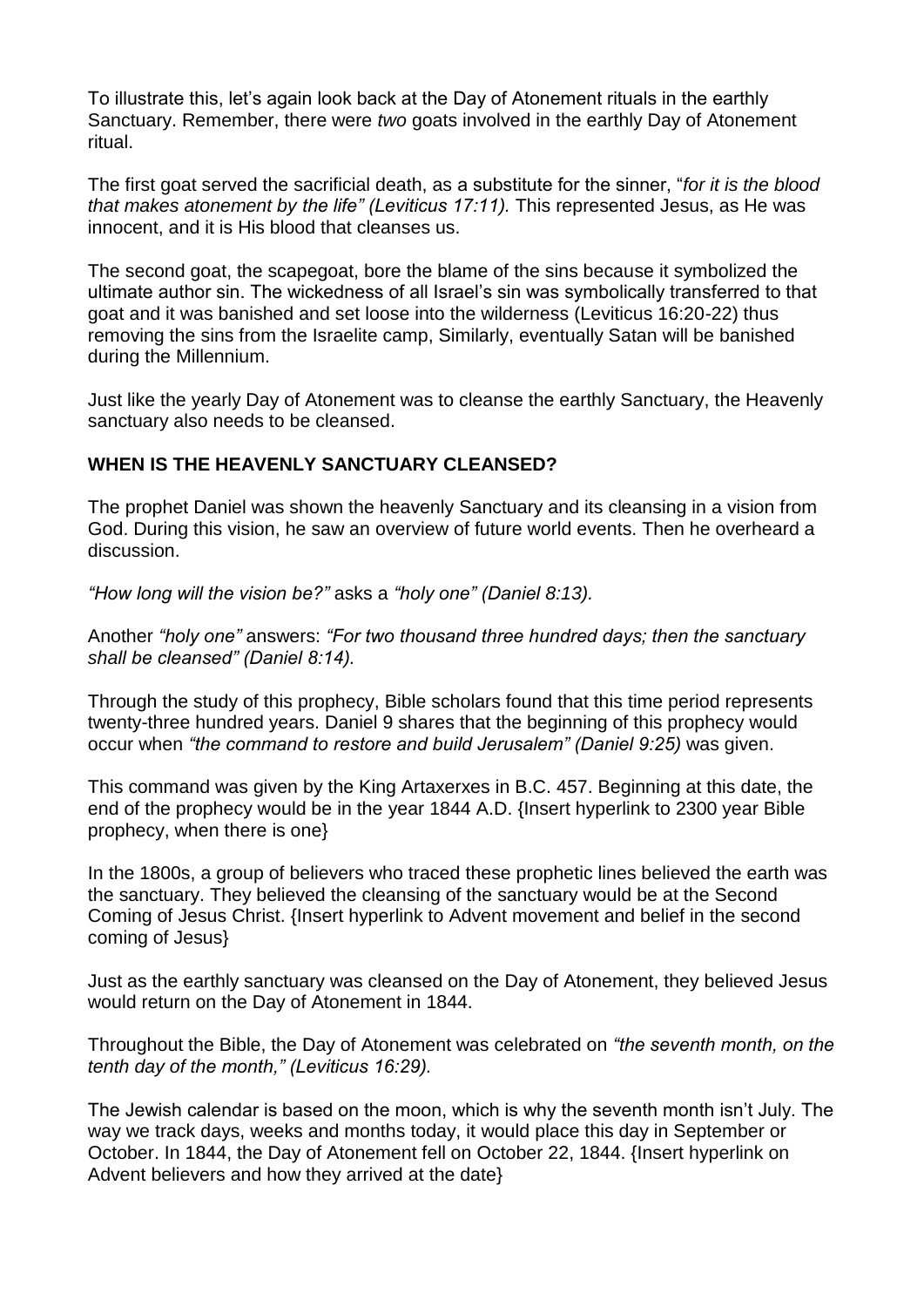To illustrate this, let's again look back at the Day of Atonement rituals in the earthly Sanctuary. Remember, there were *two* goats involved in the earthly Day of Atonement ritual.

The first goat served the sacrificial death, as a substitute for the sinner, "*for it is the blood that makes atonement by the life" (Leviticus 17:11).* This represented Jesus, as He was innocent, and it is His blood that cleanses us.

The second goat, the scapegoat, bore the blame of the sins because it symbolized the ultimate author sin. The wickedness of all Israel's sin was symbolically transferred to that goat and it was banished and set loose into the wilderness (Leviticus 16:20-22) thus removing the sins from the Israelite camp, Similarly, eventually Satan will be banished during the Millennium.

Just like the yearly Day of Atonement was to cleanse the earthly Sanctuary, the Heavenly sanctuary also needs to be cleansed.

**WHEN IS THE HEAVENLY SANCTUARY CLEANSED?**

The prophet Daniel was shown the heavenly Sanctuary and its cleansing in a vision from God. During this vision, he saw an overview of future world events. Then he overheard a discussion.

*"How long will the vision be?"* asks a *"holy one" (Daniel 8:13).*

Another *"holy one"* answers: *"For two thousand three hundred days; then the sanctuary shall be cleansed" (Daniel 8:14).*

Through the study of this prophecy, Bible scholars found that this time period represents twenty-three hundred years. Daniel 9 shares that the beginning of this prophecy would occur when *"the command to restore and build Jerusalem" (Daniel 9:25)* was given.

This command was given by the King Artaxerxes in B.C. 457. Beginning at this date, the end of the prophecy would be in the year 1844 A.D. {Insert hyperlink to 2300 year Bible prophecy, when there is one}

In the 1800s, a group of believers who traced these prophetic lines believed the earth was the sanctuary. They believed the cleansing of the sanctuary would be at the Second Coming of Jesus Christ. {Insert hyperlink to Advent movement and belief in the second coming of Jesus}

Just as the earthly sanctuary was cleansed on the Day of Atonement, they believed Jesus would return on the Day of Atonement in 1844.

Throughout the Bible, the Day of Atonement was celebrated on *"the seventh month, on the tenth day of the month," (Leviticus 16:29).*

The Jewish calendar is based on the moon, which is why the seventh month isn't July. The way we track days, weeks and months today, it would place this day in September or October. In 1844, the Day of Atonement fell on October 22, 1844. {Insert hyperlink on Advent believers and how they arrived at the date}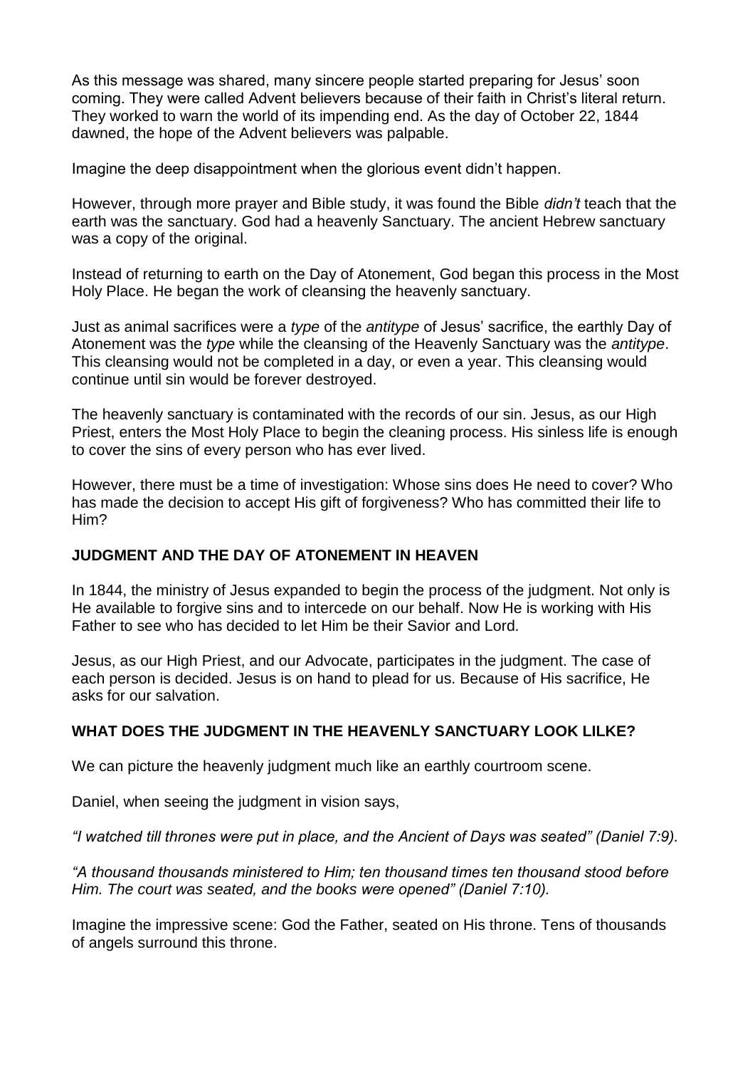As this message was shared, many sincere people started preparing for Jesus' soon coming. They were called Advent believers because of their faith in Christ's literal return. They worked to warn the world of its impending end. As the day of October 22, 1844 dawned, the hope of the Advent believers was palpable.

Imagine the deep disappointment when the glorious event didn't happen.

However, through more prayer and Bible study, it was found the Bible *didn't* teach that the earth was the sanctuary. God had a heavenly Sanctuary. The ancient Hebrew sanctuary was a copy of the original.

Instead of returning to earth on the Day of Atonement, God began this process in the Most Holy Place. He began the work of cleansing the heavenly sanctuary.

Just as animal sacrifices were a *type* of the *antitype* of Jesus' sacrifice, the earthly Day of Atonement was the *type* while the cleansing of the Heavenly Sanctuary was the *antitype*. This cleansing would not be completed in a day, or even a year. This cleansing would continue until sin would be forever destroyed.

The heavenly sanctuary is contaminated with the records of our sin. Jesus, as our High Priest, enters the Most Holy Place to begin the cleaning process. His sinless life is enough to cover the sins of every person who has ever lived.

However, there must be a time of investigation: Whose sins does He need to cover? Who has made the decision to accept His gift of forgiveness? Who has committed their life to Him?

## JUDGMENT AND THE DAY OF ATONEMENT IN HEAVEN

In 1844, the ministry of Jesus expanded to begin the process of the judgment. Not only is He available to forgive sins and to intercede on our behalf. Now He is working with His Father to see who has decided to let Him be their Savior and Lord.

Jesus, as our High Priest, and our Advocate, participates in the judgment. The case of each person is decided. Jesus is on hand to plead for us. Because of His sacrifice, He asks for our salvation.

## WHAT DOES THE JUDGMENT IN THE HEAVENLY SANCTUARY LOOK LILKE?

We can picture the heavenly judgment much like an earthly courtroom scene.

Daniel, when seeing the judgment in vision says,

*"I watched till thrones were put in place, and the Ancient of Days was seated" (Daniel 7:9).*

*"A thousand thousands ministered to Him; ten thousand times ten thousand stood before Him. The court was seated, and the books were opened" (Daniel 7:10).*

Imagine the impressive scene: God the Father, seated on His throne. Tens of thousands of angels surround this throne.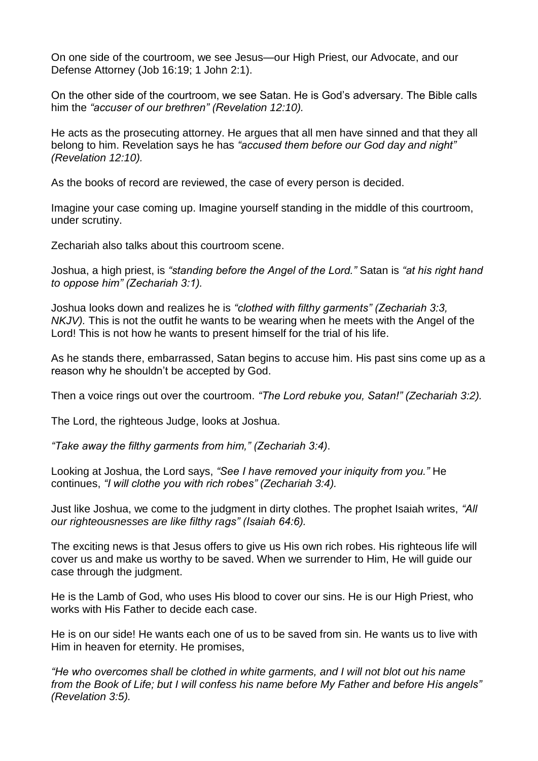On one side of the courtroom, we see Jesus—our High Priest, our Advocate, and our Defense Attorney (Job 16:19; 1 John 2:1).

On the other side of the courtroom, we see Satan. He is God's adversary. The Bible calls him the *"accuser of our brethren" (Revelation 12:10).*

He acts as the prosecuting attorney. He argues that all men have sinned and that they all belong to him. Revelation says he has *"accused them before our God day and night" (Revelation 12:10).*

As the books of record are reviewed, the case of every person is decided.

Imagine your case coming up. Imagine yourself standing in the middle of this courtroom, under scrutiny.

Zechariah also talks about this courtroom scene.

Joshua, a high priest, is *"standing before the Angel of the Lord."* Satan is *"at his right hand to oppose him" (Zechariah 3:1).*

Joshua looks down and realizes he is *"clothed with filthy garments" (Zechariah 3:3, NKJV).* This is not the outfit he wants to be wearing when he meets with the Angel of the Lord! This is not how he wants to present himself for the trial of his life.

As he stands there, embarrassed, Satan begins to accuse him. His past sins come up as a reason why he shouldn't be accepted by God.

Then a voice rings out over the courtroom. *"The Lord rebuke you, Satan!" (Zechariah 3:2).*

The Lord, the righteous Judge, looks at Joshua.

*"Take away the filthy garments from him," (Zechariah 3:4)*.

Looking at Joshua, the Lord says, *"See I have removed your iniquity from you."* He continues, *"I will clothe you with rich robes" (Zechariah 3:4).*

Just like Joshua, we come to the judgment in dirty clothes. The prophet Isaiah writes, *"All our righteousnesses are like filthy rags" (Isaiah 64:6).*

The exciting news is that Jesus offers to give us His own rich robes. His righteous life will cover us and make us worthy to be saved. When we surrender to Him, He will guide our case through the judgment.

He is the Lamb of God, who uses His blood to cover our sins. He is our High Priest, who works with His Father to decide each case.

He is on our side! He wants each one of us to be saved from sin. He wants us to live with Him in heaven for eternity. He promises,

*"He who overcomes shall be clothed in white garments, and I will not blot out his name from the Book of Life; but I will confess his name before My Father and before His angels" (Revelation 3:5).*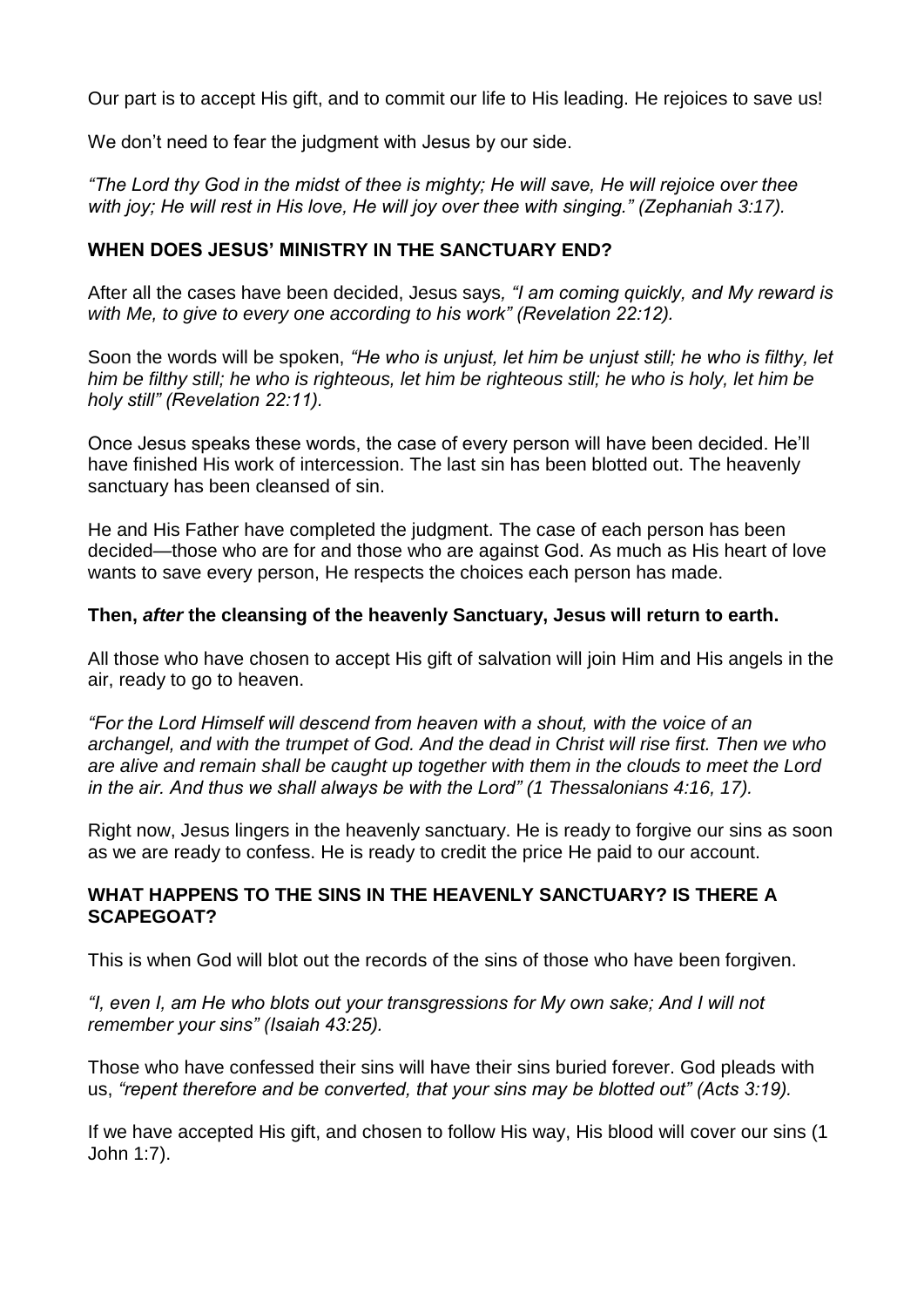Our part is to accept His gift, and to commit our life to His leading. He rejoices to save us!

We don't need to fear the judgment with Jesus by our side.

*"The Lord thy God in the midst of thee is mighty; He will save, He will rejoice over thee with joy; He will rest in His love, He will joy over thee with singing." (Zephaniah 3:17).*

**WHEN DOES JESUS' MINISTRY IN THE SANCTUARY END?**

After all the cases have been decided, Jesus says*, "I am coming quickly, and My reward is with Me, to give to every one according to his work" (Revelation 22:12).*

Soon the words will be spoken, *"He who is unjust, let him be unjust still; he who is filthy, let him be filthy still; he who is righteous, let him be righteous still; he who is holy, let him be holy still" (Revelation 22:11).*

Once Jesus speaks these words, the case of every person will have been decided. He'll have finished His work of intercession. The last sin has been blotted out. The heavenly sanctuary has been cleansed of sin.

He and His Father have completed the judgment. The case of each person has been decided—those who are for and those who are against God. As much as His heart of love wants to save every person, He respects the choices each person has made.

**Then, *after* the cleansing of the heavenly Sanctuary, Jesus will return to earth.**

All those who have chosen to accept His gift of salvation will join Him and His angels in the air, ready to go to heaven.

*"For the Lord Himself will descend from heaven with a shout, with the voice of an archangel, and with the trumpet of God. And the dead in Christ will rise first. Then we who are alive and remain shall be caught up together with them in the clouds to meet the Lord in the air. And thus we shall always be with the Lord" (1 Thessalonians 4:16, 17).*

Right now, Jesus lingers in the heavenly sanctuary. He is ready to forgive our sins as soon as we are ready to confess. He is ready to credit the price He paid to our account.

**WHAT HAPPENS TO THE SINS IN THE HEAVENLY SANCTUARY? IS THERE A SCAPEGOAT?**

This is when God will blot out the records of the sins of those who have been forgiven.

*"I, even I, am He who blots out your transgressions for My own sake; And I will not remember your sins" (Isaiah 43:25).*

Those who have confessed their sins will have their sins buried forever. God pleads with us, *"repent therefore and be converted, that your sins may be blotted out" (Acts 3:19).*

If we have accepted His gift, and chosen to follow His way, His blood will cover our sins (1 John 1:7).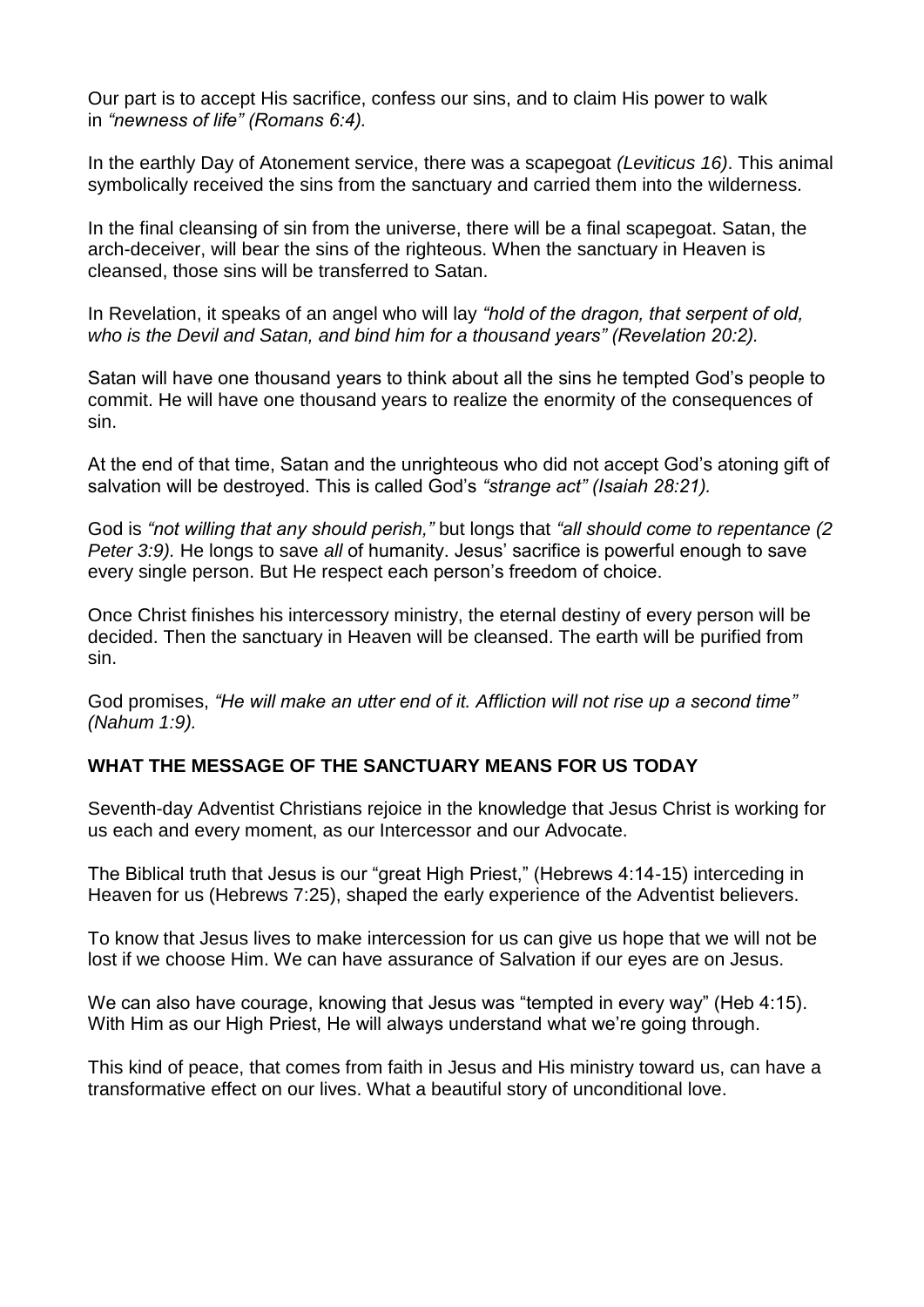Our part is to accept His sacrifice, confess our sins, and to claim His power to walk in *"newness of life" (Romans 6:4).*

In the earthly Day of Atonement service, there was a scapegoat *(Leviticus 16)*. This animal symbolically received the sins from the sanctuary and carried them into the wilderness.

In the final cleansing of sin from the universe, there will be a final scapegoat. Satan, the arch-deceiver, will bear the sins of the righteous. When the sanctuary in Heaven is cleansed, those sins will be transferred to Satan.

In Revelation, it speaks of an angel who will lay *"hold of the dragon, that serpent of old, who is the Devil and Satan, and bind him for a thousand years" (Revelation 20:2).*

Satan will have one thousand years to think about all the sins he tempted God's people to commit. He will have one thousand years to realize the enormity of the consequences of sin.

At the end of that time, Satan and the unrighteous who did not accept God's atoning gift of salvation will be destroyed. This is called God's *"strange act" (Isaiah 28:21).*

God is *"not willing that any should perish,"* but longs that *"all should come to repentance (2 Peter 3:9).* He longs to save *all* of humanity. Jesus' sacrifice is powerful enough to save every single person. But He respect each person's freedom of choice.

Once Christ finishes his intercessory ministry, the eternal destiny of every person will be decided. Then the sanctuary in Heaven will be cleansed. The earth will be purified from sin.

God promises, *"He will make an utter end of it. Affliction will not rise up a second time" (Nahum 1:9).*

**WHAT THE MESSAGE OF THE SANCTUARY MEANS FOR US TODAY**

Seventh-day Adventist Christians rejoice in the knowledge that Jesus Christ is working for us each and every moment, as our Intercessor and our Advocate.

The Biblical truth that Jesus is our "great High Priest," (Hebrews 4:14-15) interceding in Heaven for us (Hebrews 7:25), shaped the early experience of the Adventist believers.

To know that Jesus lives to make intercession for us can give us hope that we will not be lost if we choose Him. We can have assurance of Salvation if our eyes are on Jesus.

We can also have courage, knowing that Jesus was "tempted in every way" (Heb 4:15). With Him as our High Priest, He will always understand what we're going through.

This kind of peace, that comes from faith in Jesus and His ministry toward us, can have a transformative effect on our lives. What a beautiful story of unconditional love.